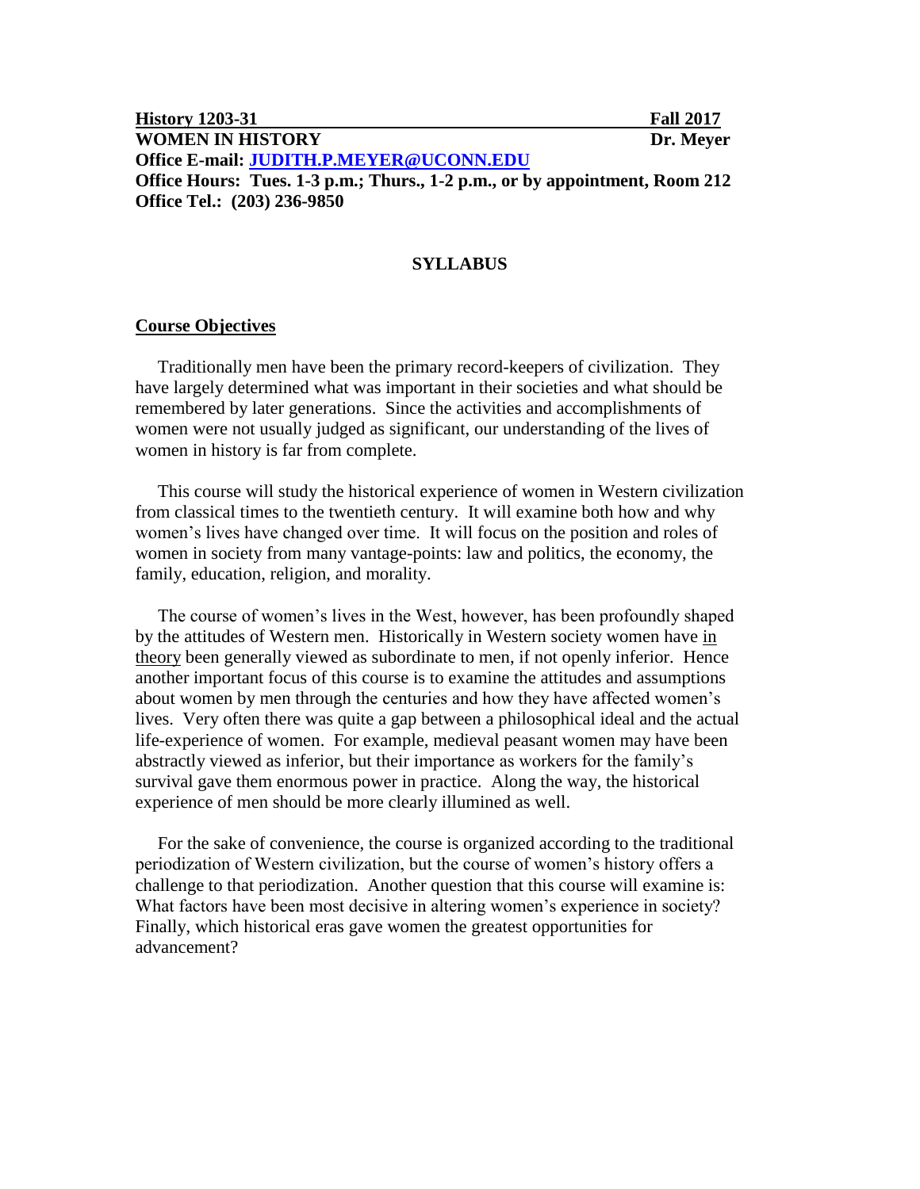**History 1203-31** **Fall 2017**
**WOMEN IN HISTORY** **Dr. Meyer**
**Office E-mail: JUDITH.P.MEYER@UCONN.EDU**
**Office Hours: Tues. 1-3 p.m.; Thurs., 1-2 p.m., or by appointment, Room 212**
**Office Tel.: (203) 236-9850**

# SYLLABUS

## Course Objectives

Traditionally men have been the primary record-keepers of civilization. They have largely determined what was important in their societies and what should be remembered by later generations. Since the activities and accomplishments of women were not usually judged as significant, our understanding of the lives of women in history is far from complete.

This course will study the historical experience of women in Western civilization from classical times to the twentieth century. It will examine both how and why women's lives have changed over time. It will focus on the position and roles of women in society from many vantage-points: law and politics, the economy, the family, education, religion, and morality.

The course of women's lives in the West, however, has been profoundly shaped by the attitudes of Western men. Historically in Western society women have in theory been generally viewed as subordinate to men, if not openly inferior. Hence another important focus of this course is to examine the attitudes and assumptions about women by men through the centuries and how they have affected women's lives. Very often there was quite a gap between a philosophical ideal and the actual life-experience of women. For example, medieval peasant women may have been abstractly viewed as inferior, but their importance as workers for the family's survival gave them enormous power in practice. Along the way, the historical experience of men should be more clearly illumined as well.

For the sake of convenience, the course is organized according to the traditional periodization of Western civilization, but the course of women's history offers a challenge to that periodization. Another question that this course will examine is: What factors have been most decisive in altering women's experience in society? Finally, which historical eras gave women the greatest opportunities for advancement?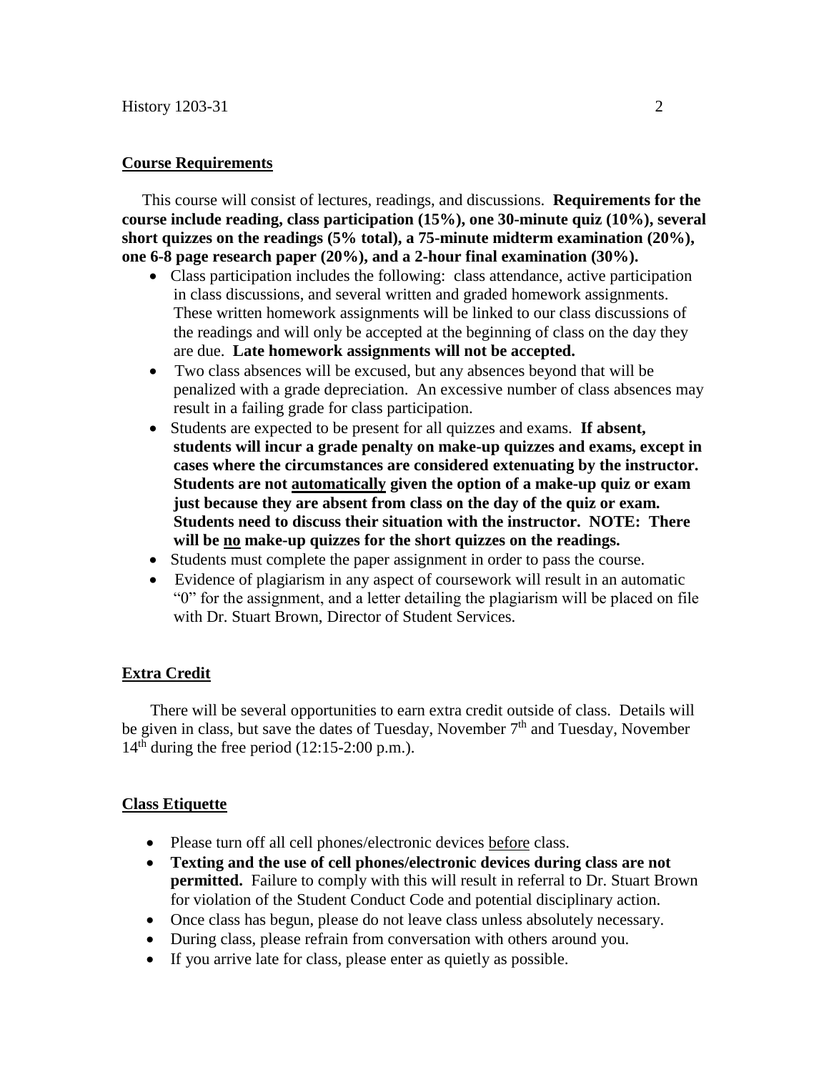## Course Requirements

This course will consist of lectures, readings, and discussions. **Requirements for the course include reading, class participation (15%), one 30-minute quiz (10%), several short quizzes on the readings (5% total), a 75-minute midterm examination (20%), one 6-8 page research paper (20%), and a 2-hour final examination (30%).**

- Class participation includes the following: class attendance, active participation in class discussions, and several written and graded homework assignments. These written homework assignments will be linked to our class discussions of the readings and will only be accepted at the beginning of class on the day they are due. **Late homework assignments will not be accepted.**
- Two class absences will be excused, but any absences beyond that will be penalized with a grade depreciation. An excessive number of class absences may result in a failing grade for class participation.
- Students are expected to be present for all quizzes and exams. **If absent, students will incur a grade penalty on make-up quizzes and exams, except in cases where the circumstances are considered extenuating by the instructor. Students are not <u>automatically</u> given the option of a make-up quiz or exam just because they are absent from class on the day of the quiz or exam. Students need to discuss their situation with the instructor. NOTE: There will be <u>no</u> make-up quizzes for the short quizzes on the readings.**
- Students must complete the paper assignment in order to pass the course.
- Evidence of plagiarism in any aspect of coursework will result in an automatic "0" for the assignment, and a letter detailing the plagiarism will be placed on file with Dr. Stuart Brown, Director of Student Services.

## Extra Credit

There will be several opportunities to earn extra credit outside of class. Details will be given in class, but save the dates of Tuesday, November 7th and Tuesday, November 14th during the free period (12:15-2:00 p.m.).

## Class Etiquette

- Please turn off all cell phones/electronic devices <u>before</u> class.
- **Texting and the use of cell phones/electronic devices during class are not permitted.** Failure to comply with this will result in referral to Dr. Stuart Brown for violation of the Student Conduct Code and potential disciplinary action.
- Once class has begun, please do not leave class unless absolutely necessary.
- During class, please refrain from conversation with others around you.
- If you arrive late for class, please enter as quietly as possible.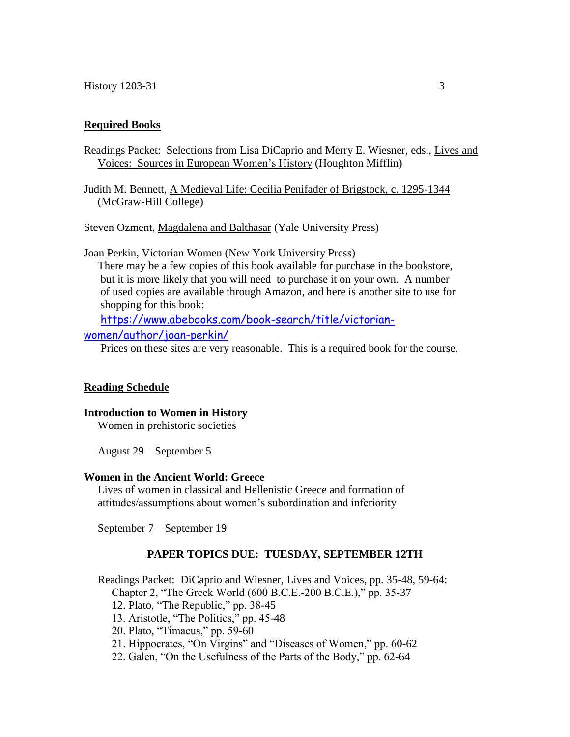## Required Books

Readings Packet: Selections from Lisa DiCaprio and Merry E. Wiesner, eds., Lives and Voices: Sources in European Women's History (Houghton Mifflin)

Judith M. Bennett, A Medieval Life: Cecilia Penifader of Brigstock, c. 1295-1344 (McGraw-Hill College)

Steven Ozment, Magdalena and Balthasar (Yale University Press)

Joan Perkin, Victorian Women (New York University Press)

There may be a few copies of this book available for purchase in the bookstore, but it is more likely that you will need to purchase it on your own. A number of used copies are available through Amazon, and here is another site to use for shopping for this book:

https://www.abebooks.com/book-search/title/victorian-women/author/joan-perkin/

Prices on these sites are very reasonable. This is a required book for the course.

## Reading Schedule

**Introduction to Women in History**

Women in prehistoric societies

August 29 – September 5

**Women in the Ancient World: Greece**

Lives of women in classical and Hellenistic Greece and formation of attitudes/assumptions about women's subordination and inferiority

September 7 – September 19

**PAPER TOPICS DUE: TUESDAY, SEPTEMBER 12TH**

Readings Packet: DiCaprio and Wiesner, Lives and Voices, pp. 35-48, 59-64:

Chapter 2, "The Greek World (600 B.C.E.-200 B.C.E.)," pp. 35-37

12. Plato, "The Republic," pp. 38-45
13. Aristotle, "The Politics," pp. 45-48
20. Plato, "Timaeus," pp. 59-60
21. Hippocrates, "On Virgins" and "Diseases of Women," pp. 60-62
22. Galen, "On the Usefulness of the Parts of the Body," pp. 62-64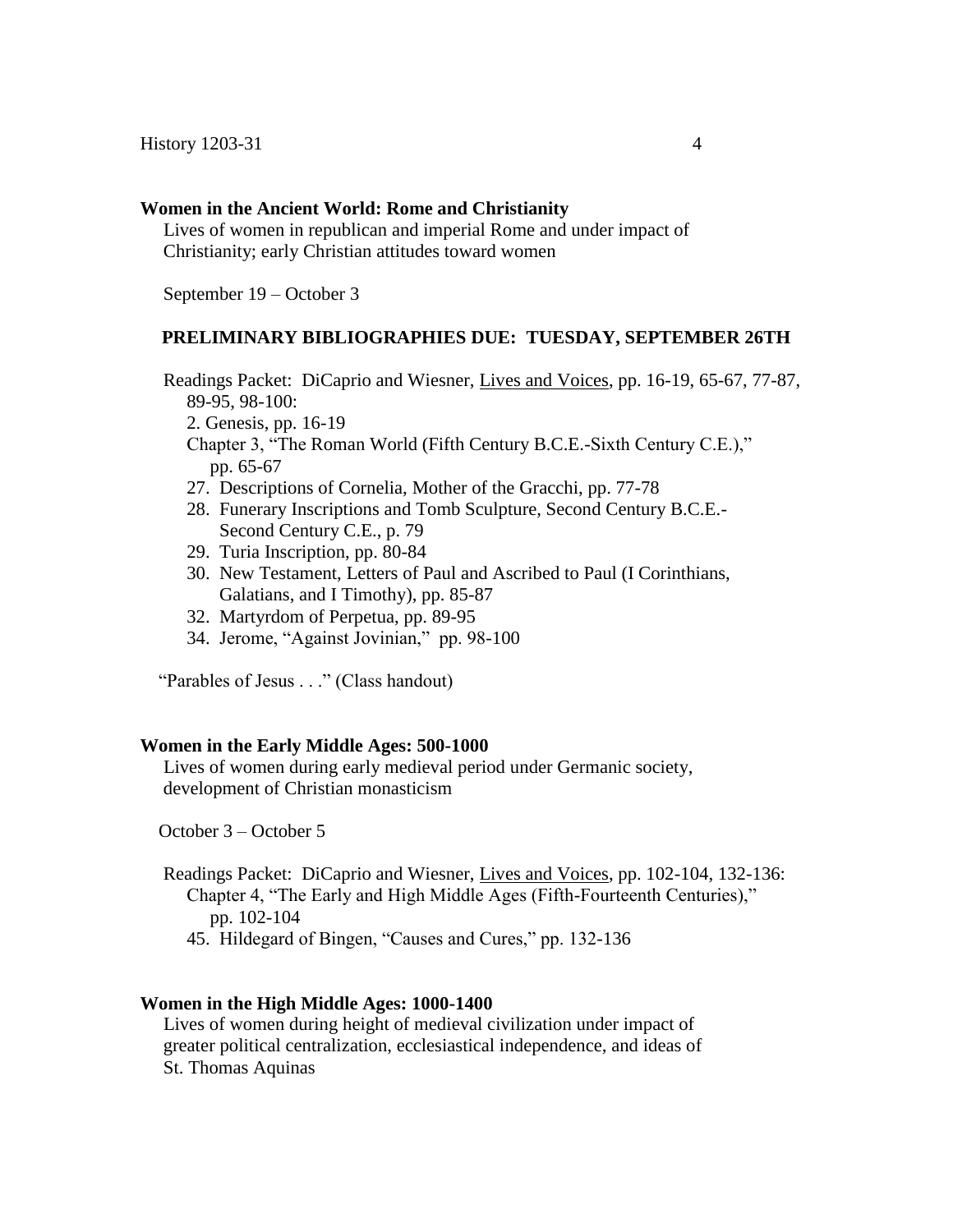**Women in the Ancient World: Rome and Christianity**

Lives of women in republican and imperial Rome and under impact of Christianity; early Christian attitudes toward women

September 19 – October 3

**PRELIMINARY BIBLIOGRAPHIES DUE: TUESDAY, SEPTEMBER 26TH**

Readings Packet: DiCaprio and Wiesner, Lives and Voices, pp. 16-19, 65-67, 77-87, 89-95, 98-100:

2. Genesis, pp. 16-19

Chapter 3, "The Roman World (Fifth Century B.C.E.-Sixth Century C.E.)," pp. 65-67

27. Descriptions of Cornelia, Mother of the Gracchi, pp. 77-78
28. Funerary Inscriptions and Tomb Sculpture, Second Century B.C.E.-Second Century C.E., p. 79
29. Turia Inscription, pp. 80-84
30. New Testament, Letters of Paul and Ascribed to Paul (I Corinthians, Galatians, and I Timothy), pp. 85-87
32. Martyrdom of Perpetua, pp. 89-95
34. Jerome, "Against Jovinian," pp. 98-100

"Parables of Jesus . . ." (Class handout)

**Women in the Early Middle Ages: 500-1000**

Lives of women during early medieval period under Germanic society, development of Christian monasticism

October 3 – October 5

Readings Packet: DiCaprio and Wiesner, Lives and Voices, pp. 102-104, 132-136:

Chapter 4, "The Early and High Middle Ages (Fifth-Fourteenth Centuries)," pp. 102-104

45. Hildegard of Bingen, "Causes and Cures," pp. 132-136

**Women in the High Middle Ages: 1000-1400**

Lives of women during height of medieval civilization under impact of greater political centralization, ecclesiastical independence, and ideas of St. Thomas Aquinas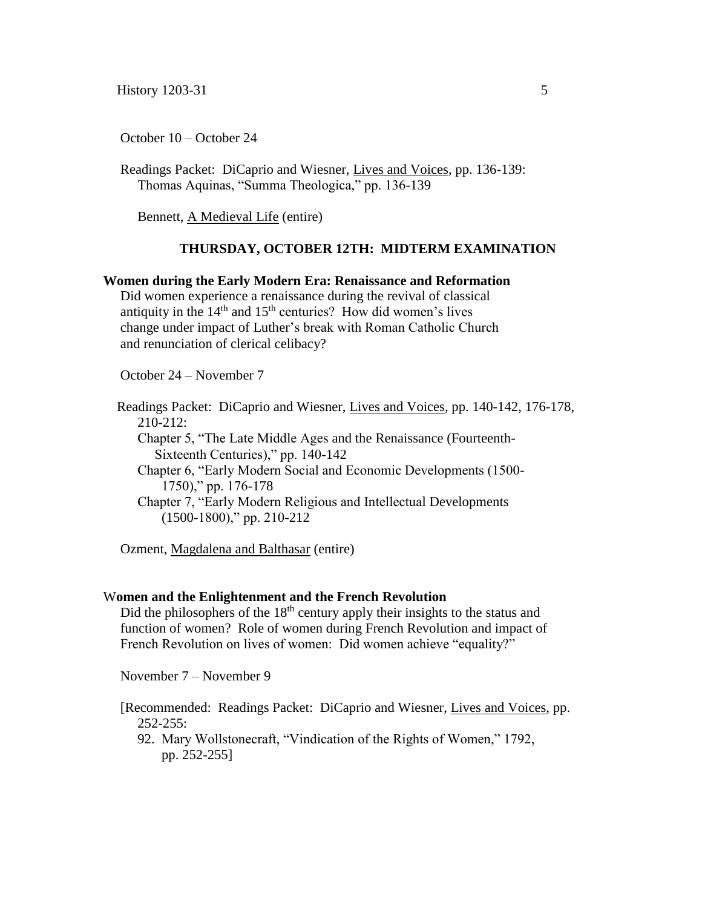October 10 – October 24

Readings Packet: DiCaprio and Wiesner, Lives and Voices, pp. 136-139:
Thomas Aquinas, "Summa Theologica," pp. 136-139

Bennett, A Medieval Life (entire)

**THURSDAY, OCTOBER 12TH: MIDTERM EXAMINATION**

**Women during the Early Modern Era: Renaissance and Reformation**

Did women experience a renaissance during the revival of classical antiquity in the 14th and 15th centuries? How did women's lives change under impact of Luther's break with Roman Catholic Church and renunciation of clerical celibacy?

October 24 – November 7

Readings Packet: DiCaprio and Wiesner, Lives and Voices, pp. 140-142, 176-178, 210-212:

- Chapter 5, "The Late Middle Ages and the Renaissance (Fourteenth-Sixteenth Centuries)," pp. 140-142
- Chapter 6, "Early Modern Social and Economic Developments (1500-1750)," pp. 176-178
- Chapter 7, "Early Modern Religious and Intellectual Developments (1500-1800)," pp. 210-212

Ozment, Magdalena and Balthasar (entire)

**Women and the Enlightenment and the French Revolution**

Did the philosophers of the 18th century apply their insights to the status and function of women? Role of women during French Revolution and impact of French Revolution on lives of women: Did women achieve "equality?"

November 7 – November 9

[Recommended: Readings Packet: DiCaprio and Wiesner, Lives and Voices, pp. 252-255:

92. Mary Wollstonecraft, "Vindication of the Rights of Women," 1792, pp. 252-255]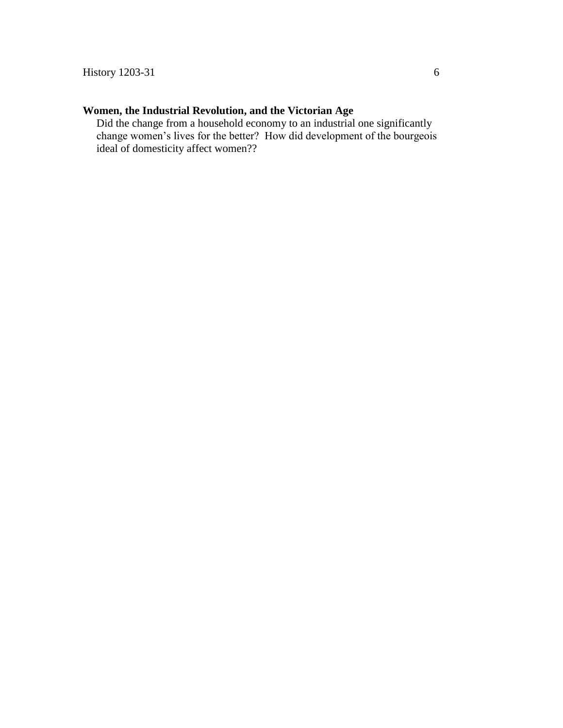**Women, the Industrial Revolution, and the Victorian Age**

Did the change from a household economy to an industrial one significantly change women's lives for the better? How did development of the bourgeois ideal of domesticity affect women??